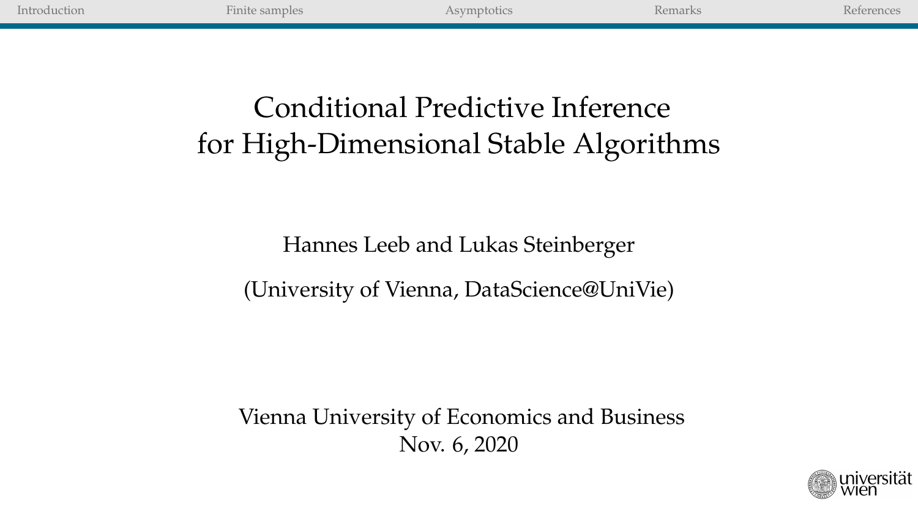# Conditional Predictive Inference for High-Dimensional Stable Algorithms

Hannes Leeb and Lukas Steinberger

(University of Vienna, DataScience@UniVie)

Vienna University of Economics and Business
Nov. 6, 2020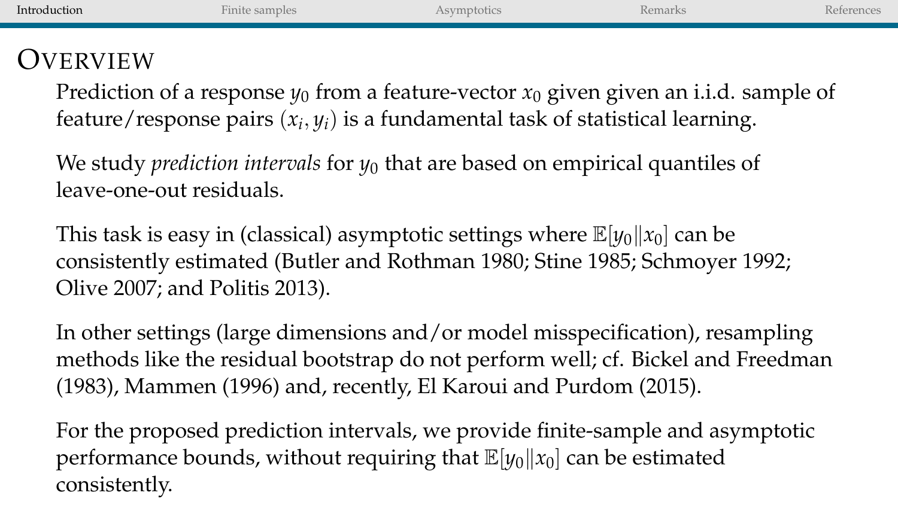# Overview

Prediction of a response $y_0$ from a feature-vector $x_0$ given given an i.i.d. sample of feature/response pairs $(x_i, y_i)$ is a fundamental task of statistical learning.

We study *prediction intervals* for $y_0$ that are based on empirical quantiles of leave-one-out residuals.

This task is easy in (classical) asymptotic settings where $\mathbb{E}[y_0 \| x_0]$ can be consistently estimated (Butler and Rothman 1980; Stine 1985; Schmoyer 1992; Olive 2007; and Politis 2013).

In other settings (large dimensions and/or model misspecification), resampling methods like the residual bootstrap do not perform well; cf. Bickel and Freedman (1983), Mammen (1996) and, recently, El Karoui and Purdom (2015).

For the proposed prediction intervals, we provide finite-sample and asymptotic performance bounds, without requiring that $\mathbb{E}[y_0 \| x_0]$ can be estimated consistently.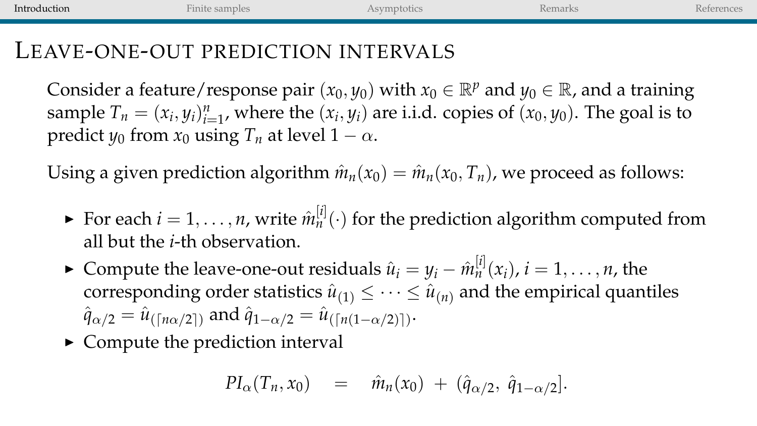# Leave-one-out prediction intervals

Consider a feature/response pair $(x_0, y_0)$ with $x_0 \in \mathbb{R}^p$ and $y_0 \in \mathbb{R}$, and a training sample $T_n = (x_i, y_i)_{i=1}^n$, where the $(x_i, y_i)$ are i.i.d. copies of $(x_0, y_0)$. The goal is to predict $y_0$ from $x_0$ using $T_n$ at level $1 - \alpha$.

Using a given prediction algorithm $\hat{m}_n(x_0) = \hat{m}_n(x_0, T_n)$, we proceed as follows:

- For each $i = 1, \ldots, n$, write $\hat{m}_n^{[i]}(\cdot)$ for the prediction algorithm computed from all but the $i$-th observation.
- Compute the leave-one-out residuals $\hat{u}_i = y_i - \hat{m}_n^{[i]}(x_i)$, $i = 1, \ldots, n$, the corresponding order statistics $\hat{u}_{(1)} \leq \cdots \leq \hat{u}_{(n)}$ and the empirical quantiles $\hat{q}_{\alpha/2} = \hat{u}_{(\lceil n\alpha/2 \rceil)}$ and $\hat{q}_{1-\alpha/2} = \hat{u}_{(\lceil n(1-\alpha/2) \rceil)}$.
- Compute the prediction interval

$$PI_\alpha(T_n, x_0) \quad = \quad \hat{m}_n(x_0) \ + \ (\hat{q}_{\alpha/2}, \ \hat{q}_{1-\alpha/2}].$$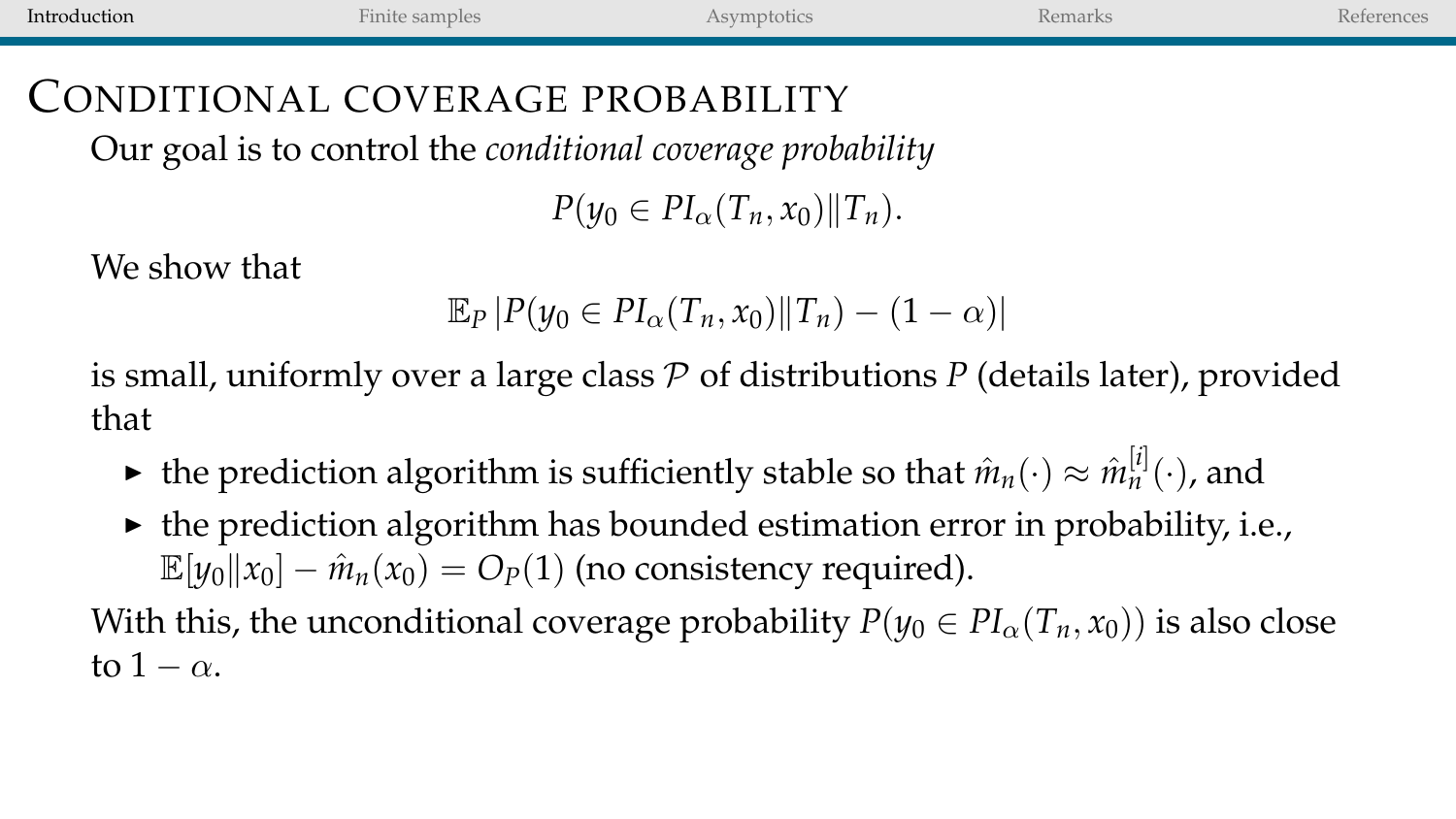# Conditional coverage probability

Our goal is to control the *conditional coverage probability*

$$P(y_0 \in PI_\alpha(T_n, x_0) \| T_n).$$

We show that

$$\mathbb{E}_P \left| P(y_0 \in PI_\alpha(T_n, x_0) \| T_n) - (1-\alpha) \right|$$

is small, uniformly over a large class $\mathcal{P}$ of distributions $P$ (details later), provided that

- the prediction algorithm is sufficiently stable so that $\hat{m}_n(\cdot) \approx \hat{m}_n^{[i]}(\cdot)$, and
- the prediction algorithm has bounded estimation error in probability, i.e., $\mathbb{E}[y_0 \| x_0] - \hat{m}_n(x_0) = O_P(1)$ (no consistency required).

With this, the unconditional coverage probability $P(y_0 \in PI_\alpha(T_n, x_0))$ is also close to $1 - \alpha$.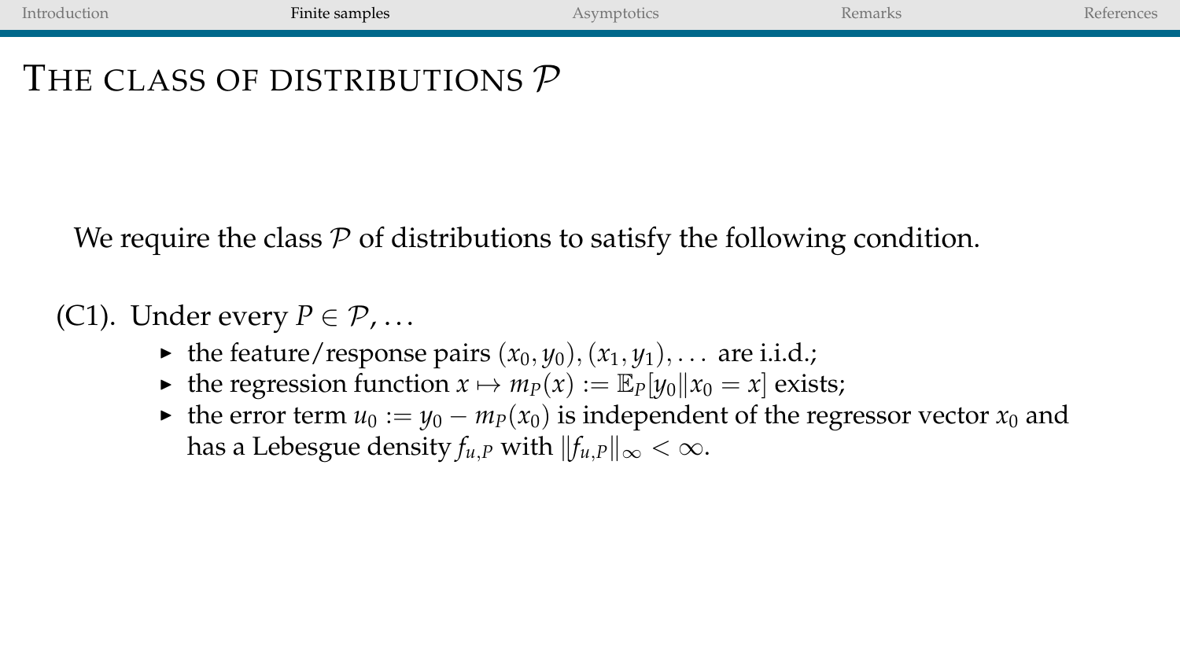# The class of distributions $\mathcal{P}$

We require the class $\mathcal{P}$ of distributions to satisfy the following condition.

(C1). Under every $P \in \mathcal{P}$, ...

- the feature/response pairs $(x_0, y_0), (x_1, y_1), \dots$ are i.i.d.;
- the regression function $x \mapsto m_P(x) := \mathbb{E}_P[y_0 \| x_0 = x]$ exists;
- the error term $u_0 := y_0 - m_P(x_0)$ is independent of the regressor vector $x_0$ and has a Lebesgue density $f_{u,P}$ with $\|f_{u,P}\|_\infty < \infty$.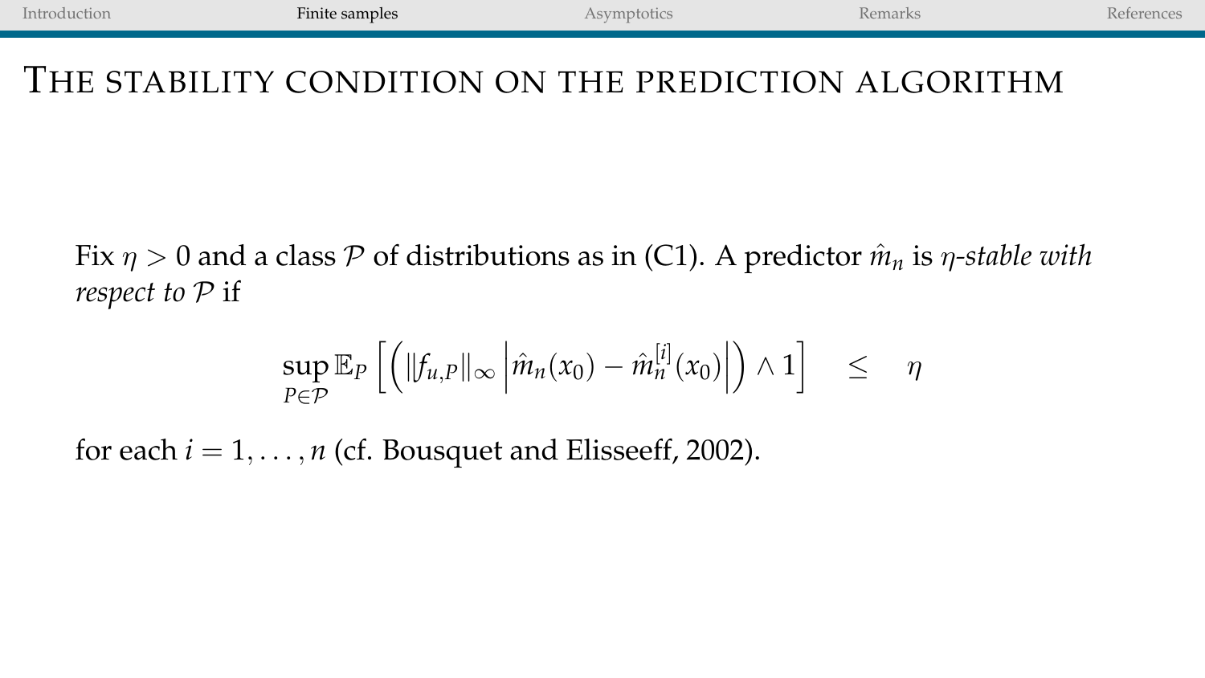# The stability condition on the prediction algorithm

Fix $\eta > 0$ and a class $\mathcal{P}$ of distributions as in (C1). A predictor $\hat{m}_n$ is *$\eta$-stable with respect to $\mathcal{P}$* if

$$\sup_{P \in \mathcal{P}} \mathbb{E}_P \left[ \left( \|f_{u,P}\|_\infty \left| \hat{m}_n(x_0) - \hat{m}_n^{[i]}(x_0) \right| \right) \wedge 1 \right] \quad \leq \quad \eta$$

for each $i = 1, \ldots, n$ (cf. Bousquet and Elisseeff, 2002).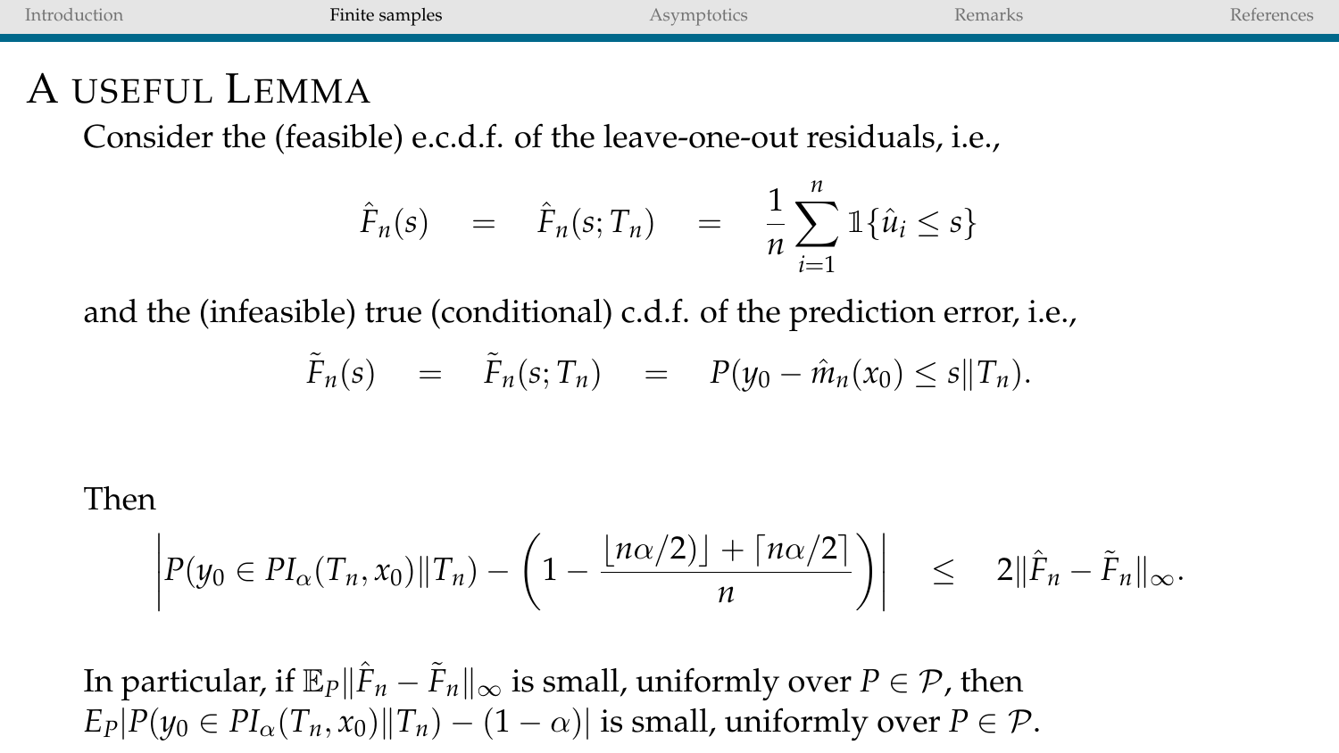# A USEFUL LEMMA

Consider the (feasible) e.c.d.f. of the leave-one-out residuals, i.e.,

$$\hat{F}_n(s) \quad = \quad \hat{F}_n(s; T_n) \quad = \quad \frac{1}{n}\sum_{i=1}^{n} \mathbb{1}\{\hat{u}_i \leq s\}$$

and the (infeasible) true (conditional) c.d.f. of the prediction error, i.e.,

$$\tilde{F}_n(s) \quad = \quad \tilde{F}_n(s; T_n) \quad = \quad P(y_0 - \hat{m}_n(x_0) \leq s \| T_n).$$

Then

$$\left| P(y_0 \in PI_\alpha(T_n, x_0) \| T_n) - \left(1 - \frac{\lfloor n\alpha/2) \rfloor + \lceil n\alpha/2 \rceil}{n}\right) \right| \quad \leq \quad 2\|\hat{F}_n - \tilde{F}_n\|_\infty.$$

In particular, if $\mathbb{E}_P\|\hat{F}_n - \tilde{F}_n\|_\infty$ is small, uniformly over $P \in \mathcal{P}$, then $E_P|P(y_0 \in PI_\alpha(T_n, x_0)\|T_n) - (1-\alpha)|$ is small, uniformly over $P \in \mathcal{P}$.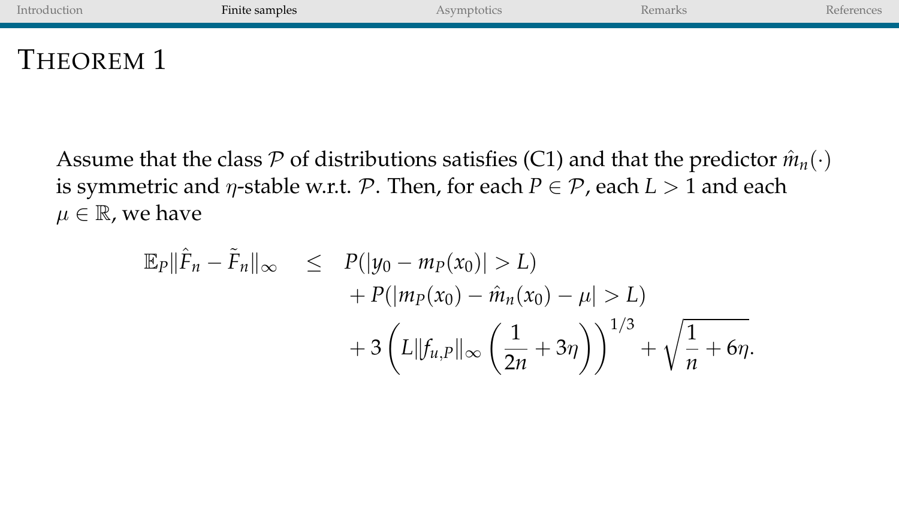# Theorem 1

Assume that the class $\mathcal{P}$ of distributions satisfies (C1) and that the predictor $\hat{m}_n(\cdot)$ is symmetric and $\eta$-stable w.r.t. $\mathcal{P}$. Then, for each $P \in \mathcal{P}$, each $L > 1$ and each $\mu \in \mathbb{R}$, we have

$$
\begin{aligned}
\mathbb{E}_P \|\hat{F}_n - \tilde{F}_n\|_\infty \quad \leq \quad & P(|y_0 - m_P(x_0)| > L) \\
& + P(|m_P(x_0) - \hat{m}_n(x_0) - \mu| > L) \\
& + 3\left(L \|f_{u,P}\|_\infty \left(\frac{1}{2n} + 3\eta\right)\right)^{1/3} + \sqrt{\frac{1}{n} + 6\eta}.
\end{aligned}
$$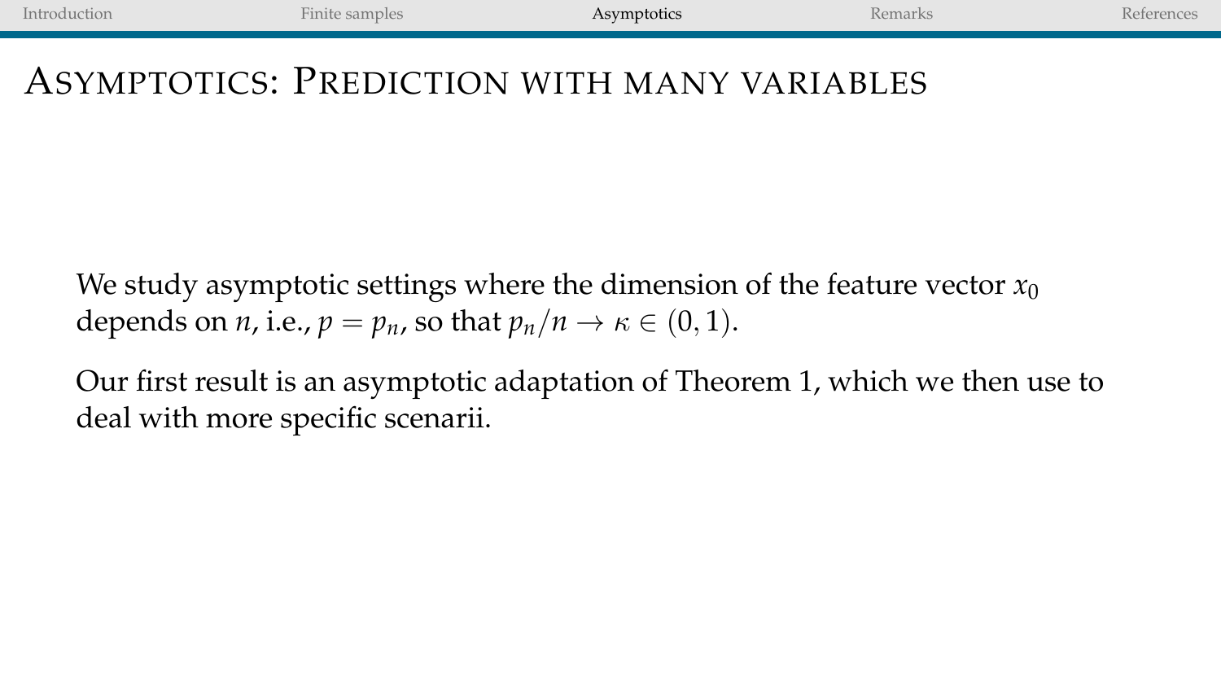# Asymptotics: Prediction with many variables

We study asymptotic settings where the dimension of the feature vector $x_0$ depends on $n$, i.e., $p = p_n$, so that $p_n/n \to \kappa \in (0, 1)$.

Our first result is an asymptotic adaptation of Theorem 1, which we then use to deal with more specific scenarii.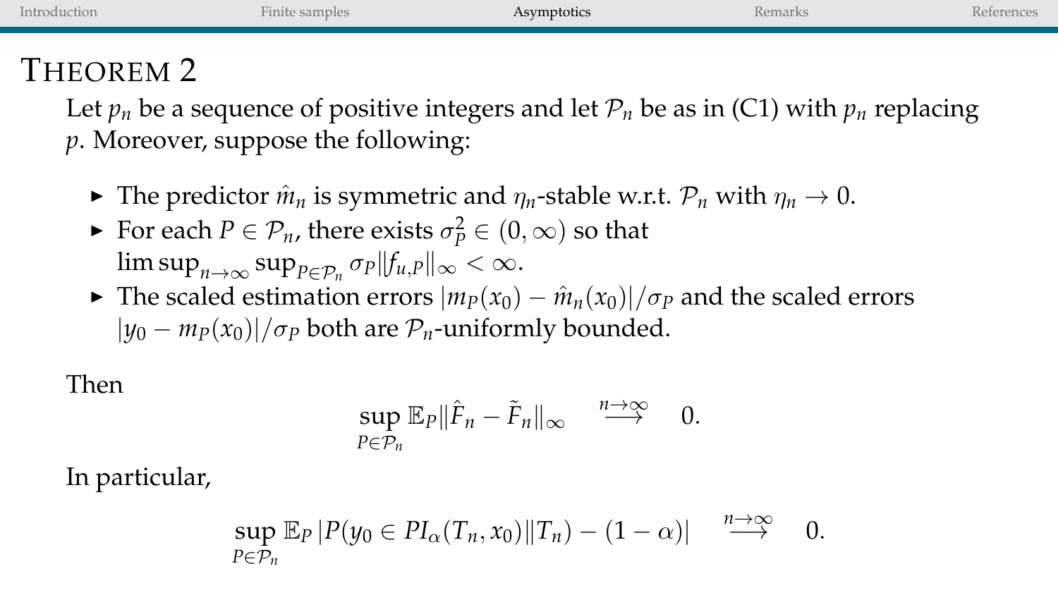# Theorem 2

Let $p_n$ be a sequence of positive integers and let $\mathcal{P}_n$ be as in (C1) with $p_n$ replacing $p$. Moreover, suppose the following:

- The predictor $\hat{m}_n$ is symmetric and $\eta_n$-stable w.r.t. $\mathcal{P}_n$ with $\eta_n \to 0$.
- For each $P \in \mathcal{P}_n$, there exists $\sigma_P^2 \in (0, \infty)$ so that $\limsup_{n\to\infty} \sup_{P\in\mathcal{P}_n} \sigma_P \|f_{u,P}\|_\infty < \infty$.
- The scaled estimation errors $|m_P(x_0) - \hat{m}_n(x_0)|/\sigma_P$ and the scaled errors $|y_0 - m_P(x_0)|/\sigma_P$ both are $\mathcal{P}_n$-uniformly bounded.

Then

$$\sup_{P\in\mathcal{P}_n} \mathbb{E}_P \|\hat{F}_n - \tilde{F}_n\|_\infty \quad \overset{n\to\infty}{\longrightarrow} \quad 0.$$

In particular,

$$\sup_{P\in\mathcal{P}_n} \mathbb{E}_P \left| P(y_0 \in PI_\alpha(T_n, x_0) \| T_n) - (1-\alpha) \right| \quad \overset{n\to\infty}{\longrightarrow} \quad 0.$$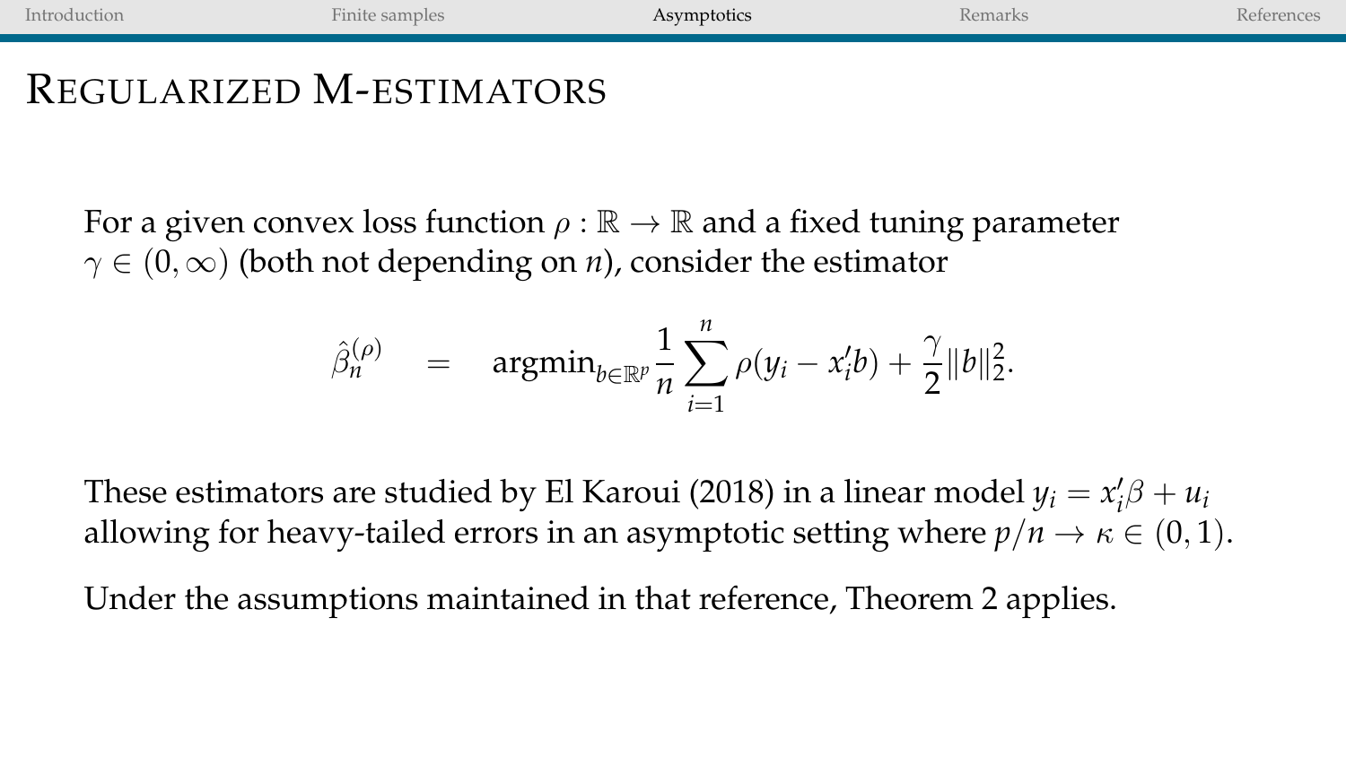# Regularized M-estimators

For a given convex loss function $\rho : \mathbb{R} \to \mathbb{R}$ and a fixed tuning parameter $\gamma \in (0, \infty)$ (both not depending on $n$), consider the estimator

$$\hat{\beta}_n^{(\rho)} \quad = \quad \operatorname{argmin}_{b \in \mathbb{R}^p} \frac{1}{n} \sum_{i=1}^{n} \rho(y_i - x_i' b) + \frac{\gamma}{2} \|b\|_2^2.$$

These estimators are studied by El Karoui (2018) in a linear model $y_i = x_i'\beta + u_i$ allowing for heavy-tailed errors in an asymptotic setting where $p/n \to \kappa \in (0, 1)$.

Under the assumptions maintained in that reference, Theorem 2 applies.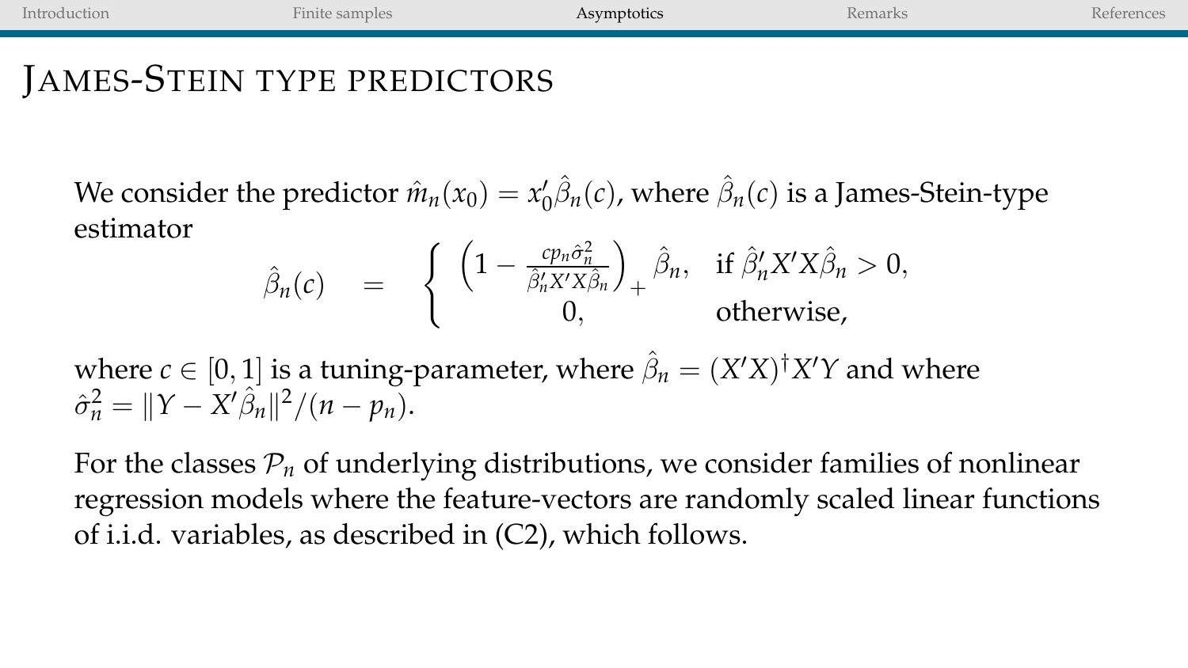# James-Stein type predictors

We consider the predictor $\hat{m}_n(x_0) = x_0'\hat{\beta}_n(c)$, where $\hat{\beta}_n(c)$ is a James-Stein-type estimator

$$
\hat{\beta}_n(c) \quad = \quad \begin{cases} \left(1 - \frac{c p_n \hat{\sigma}_n^2}{\hat{\beta}_n' X' X \hat{\beta}_n}\right)_+ \hat{\beta}_n, & \text{if } \hat{\beta}_n' X' X \hat{\beta}_n > 0, \\ 0, & \text{otherwise,} \end{cases}
$$

where $c \in [0, 1]$ is a tuning-parameter, where $\hat{\beta}_n = (X'X)^\dagger X'Y$ and where $\hat{\sigma}_n^2 = \|Y - X'\hat{\beta}_n\|^2/(n - p_n)$.

For the classes $\mathcal{P}_n$ of underlying distributions, we consider families of nonlinear regression models where the feature-vectors are randomly scaled linear functions of i.i.d. variables, as described in (C2), which follows.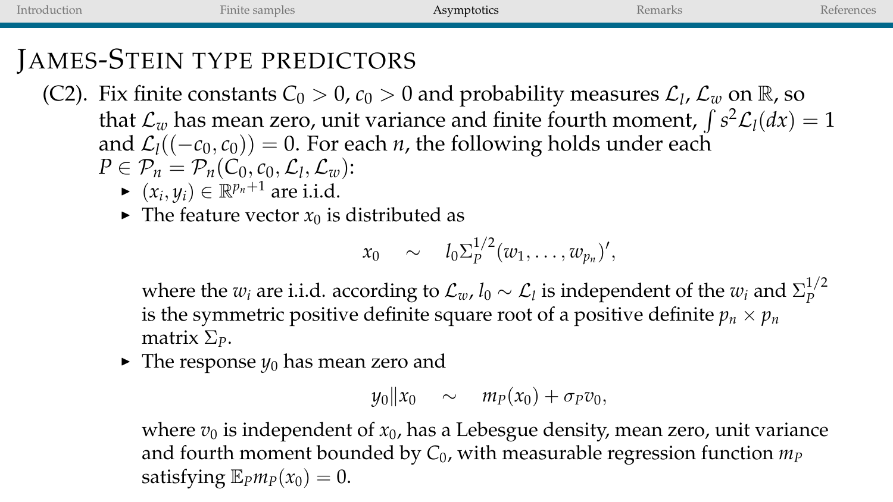# James-Stein type predictors

(C2). Fix finite constants $C_0 > 0$, $c_0 > 0$ and probability measures $\mathcal{L}_l$, $\mathcal{L}_w$ on $\mathbb{R}$, so that $\mathcal{L}_w$ has mean zero, unit variance and finite fourth moment, $\int s^2 \mathcal{L}_l(dx) = 1$ and $\mathcal{L}_l((-c_0, c_0)) = 0$. For each $n$, the following holds under each $P \in \mathcal{P}_n = \mathcal{P}_n(C_0, c_0, \mathcal{L}_l, \mathcal{L}_w)$:

- $(x_i, y_i) \in \mathbb{R}^{p_n+1}$ are i.i.d.
- The feature vector $x_0$ is distributed as

$$x_0 \quad \sim \quad l_0 \Sigma_P^{1/2}(w_1, \ldots, w_{p_n})',$$

  where the $w_i$ are i.i.d. according to $\mathcal{L}_w$, $l_0 \sim \mathcal{L}_l$ is independent of the $w_i$ and $\Sigma_P^{1/2}$ is the symmetric positive definite square root of a positive definite $p_n \times p_n$ matrix $\Sigma_P$.
- The response $y_0$ has mean zero and

$$y_0 \| x_0 \quad \sim \quad m_P(x_0) + \sigma_P v_0,$$

  where $v_0$ is independent of $x_0$, has a Lebesgue density, mean zero, unit variance and fourth moment bounded by $C_0$, with measurable regression function $m_P$ satisfying $\mathbb{E}_P m_P(x_0) = 0$.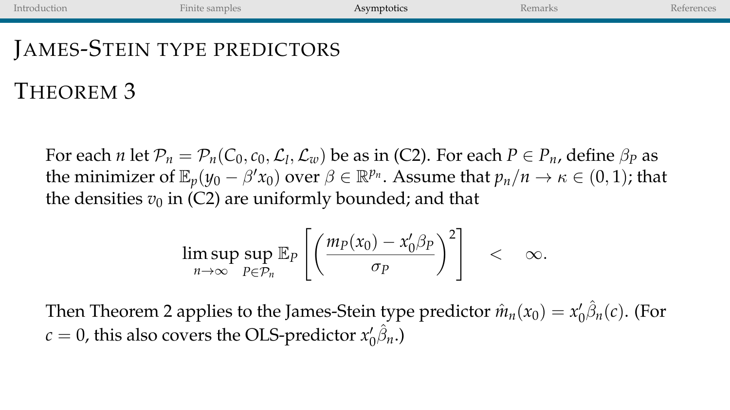# James-Stein type predictors

## Theorem 3

For each $n$ let $\mathcal{P}_n = \mathcal{P}_n(C_0, c_0, \mathcal{L}_l, \mathcal{L}_w)$ be as in (C2). For each $P \in P_n$, define $\beta_P$ as the minimizer of $\mathbb{E}_p(y_0 - \beta' x_0)$ over $\beta \in \mathbb{R}^{p_n}$. Assume that $p_n/n \to \kappa \in (0,1)$; that the densities $v_0$ in (C2) are uniformly bounded; and that

$$\limsup_{n\to\infty} \sup_{P\in\mathcal{P}_n} \mathbb{E}_P \left[ \left( \frac{m_P(x_0) - x_0'\beta_P}{\sigma_P} \right)^2 \right] \quad < \quad \infty.$$

Then Theorem 2 applies to the James-Stein type predictor $\hat{m}_n(x_0) = x_0'\hat{\beta}_n(c)$. (For $c = 0$, this also covers the OLS-predictor $x_0'\hat{\beta}_n$.)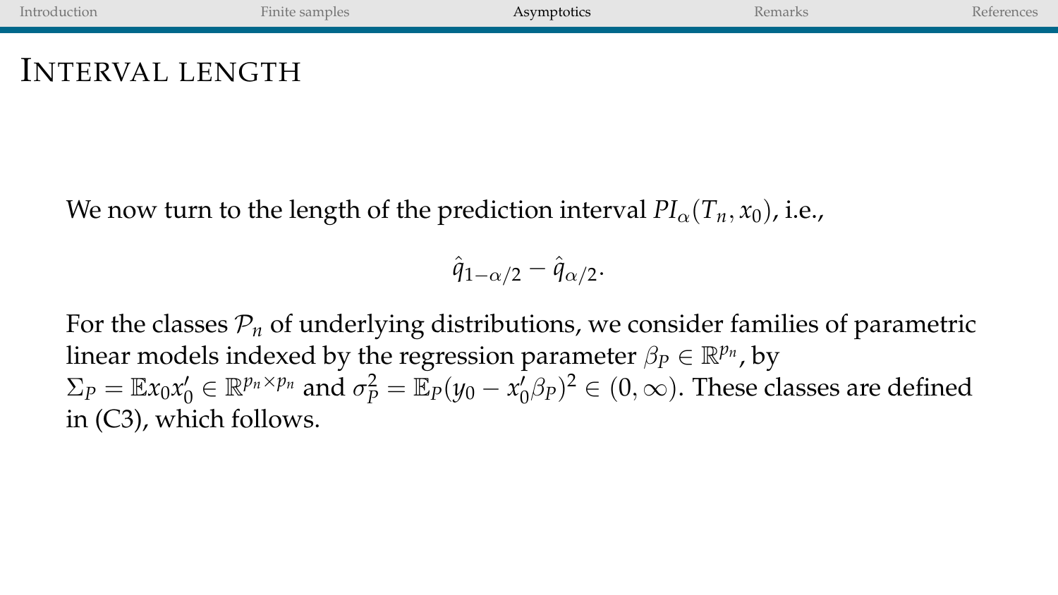# Interval length

We now turn to the length of the prediction interval $PI_\alpha(T_n, x_0)$, i.e.,

$$\hat{q}_{1-\alpha/2} - \hat{q}_{\alpha/2}.$$

For the classes $\mathcal{P}_n$ of underlying distributions, we consider families of parametric linear models indexed by the regression parameter $\beta_P \in \mathbb{R}^{p_n}$, by $\Sigma_P = \mathbb{E}x_0 x_0' \in \mathbb{R}^{p_n \times p_n}$ and $\sigma_P^2 = \mathbb{E}_P(y_0 - x_0'\beta_P)^2 \in (0, \infty)$. These classes are defined in (C3), which follows.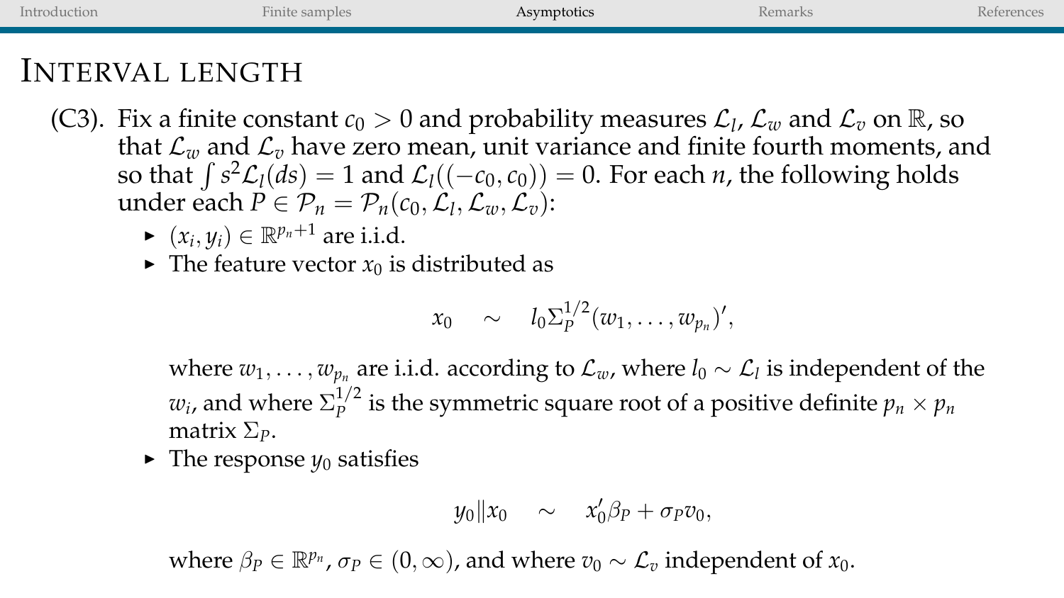# Interval length

(C3). Fix a finite constant $c_0 > 0$ and probability measures $\mathcal{L}_l$, $\mathcal{L}_w$ and $\mathcal{L}_v$ on $\mathbb{R}$, so that $\mathcal{L}_w$ and $\mathcal{L}_v$ have zero mean, unit variance and finite fourth moments, and so that $\int s^2 \mathcal{L}_l(ds) = 1$ and $\mathcal{L}_l((-c_0, c_0)) = 0$. For each $n$, the following holds under each $P \in \mathcal{P}_n = \mathcal{P}_n(c_0, \mathcal{L}_l, \mathcal{L}_w, \mathcal{L}_v)$:

- $(x_i, y_i) \in \mathbb{R}^{p_n+1}$ are i.i.d.
- The feature vector $x_0$ is distributed as

$$x_0 \quad \sim \quad l_0 \Sigma_P^{1/2} (w_1, \ldots, w_{p_n})',$$

  where $w_1, \ldots, w_{p_n}$ are i.i.d. according to $\mathcal{L}_w$, where $l_0 \sim \mathcal{L}_l$ is independent of the $w_i$, and where $\Sigma_P^{1/2}$ is the symmetric square root of a positive definite $p_n \times p_n$ matrix $\Sigma_P$.
- The response $y_0$ satisfies

$$y_0 \| x_0 \quad \sim \quad x_0' \beta_P + \sigma_P v_0,$$

  where $\beta_P \in \mathbb{R}^{p_n}$, $\sigma_P \in (0, \infty)$, and where $v_0 \sim \mathcal{L}_v$ independent of $x_0$.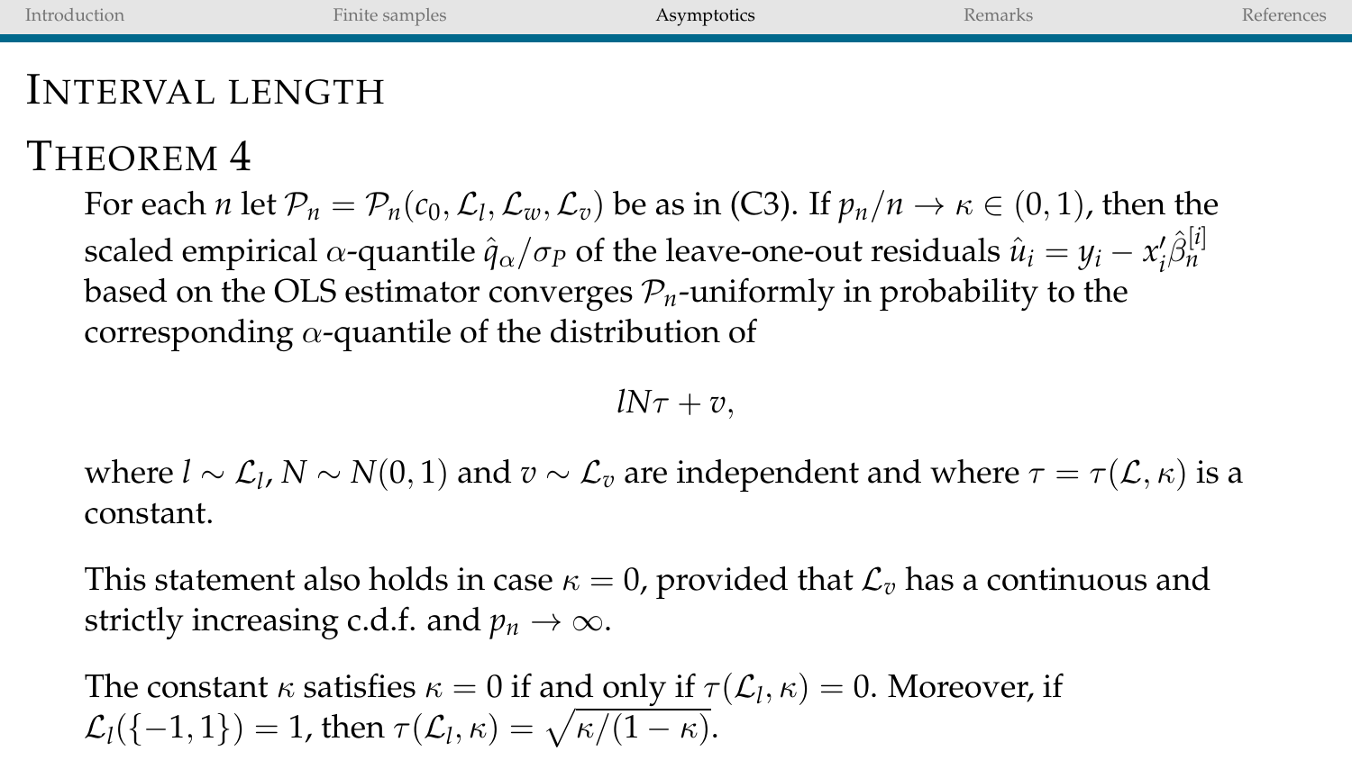# Interval length

## Theorem 4

For each $n$ let $\mathcal{P}_n = \mathcal{P}_n(c_0, \mathcal{L}_l, \mathcal{L}_w, \mathcal{L}_v)$ be as in (C3). If $p_n/n \to \kappa \in (0,1)$, then the scaled empirical $\alpha$-quantile $\hat{q}_\alpha/\sigma_P$ of the leave-one-out residuals $\hat{u}_i = y_i - x_i'\hat{\beta}_n^{[i]}$ based on the OLS estimator converges $\mathcal{P}_n$-uniformly in probability to the corresponding $\alpha$-quantile of the distribution of

$$lN\tau + v,$$

where $l \sim \mathcal{L}_l$, $N \sim N(0,1)$ and $v \sim \mathcal{L}_v$ are independent and where $\tau = \tau(\mathcal{L}, \kappa)$ is a constant.

This statement also holds in case $\kappa = 0$, provided that $\mathcal{L}_v$ has a continuous and strictly increasing c.d.f. and $p_n \to \infty$.

The constant $\kappa$ satisfies $\kappa = 0$ if and only if $\tau(\mathcal{L}_l, \kappa) = 0$. Moreover, if $\mathcal{L}_l(\{-1, 1\}) = 1$, then $\tau(\mathcal{L}_l, \kappa) = \sqrt{\kappa/(1-\kappa)}$.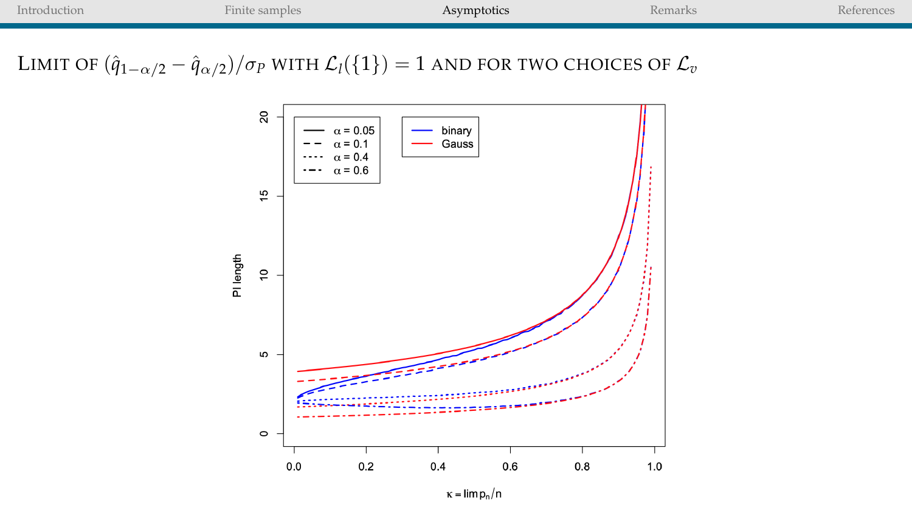## Limit of $(\hat{q}_{1-\alpha/2} - \hat{q}_{\alpha/2})/\sigma_P$ with $\mathcal{L}_l(\{1\}) = 1$ and for two choices of $\mathcal{L}_v$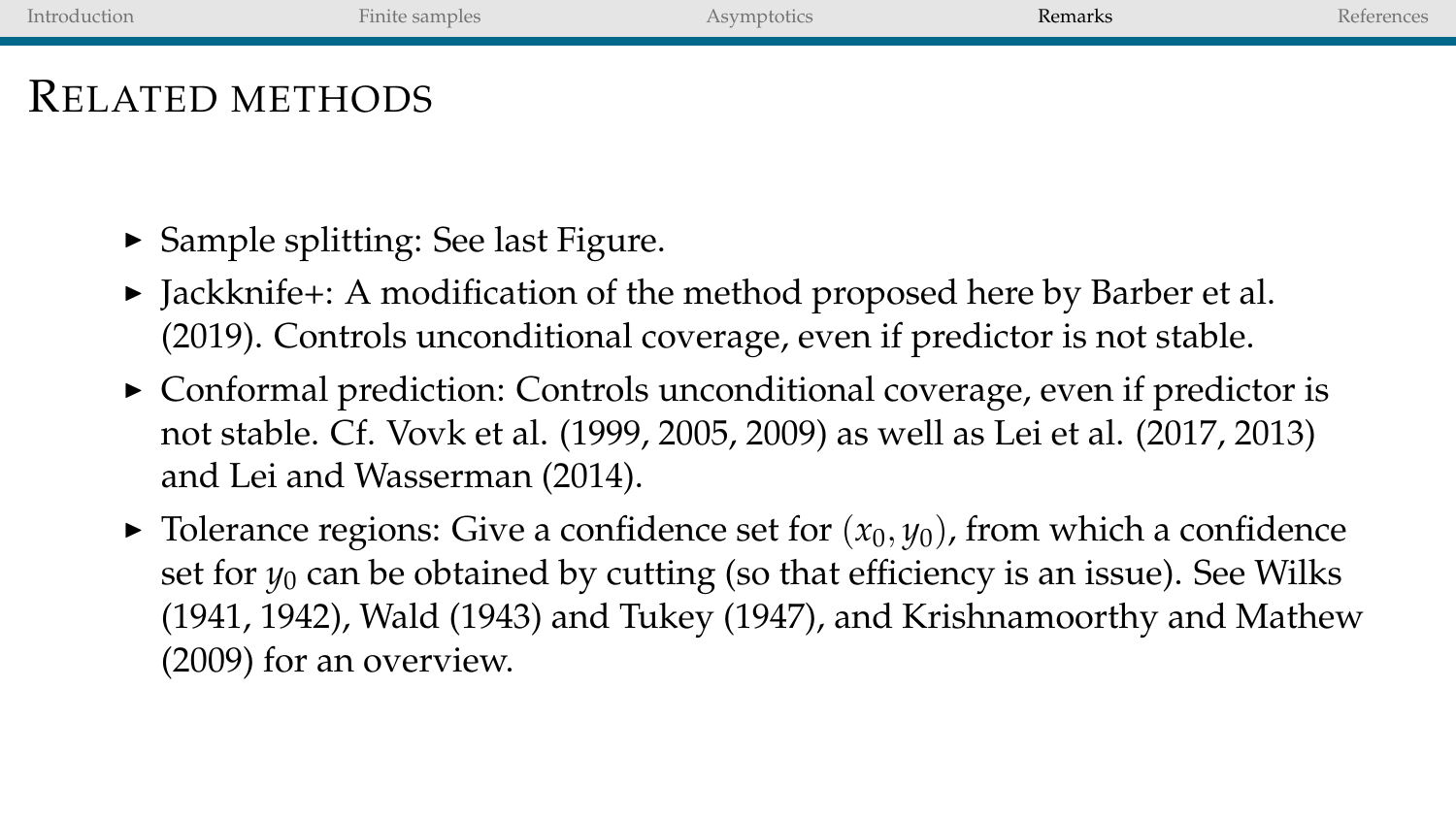# Related methods

- Sample splitting: See last Figure.
- Jackknife+: A modification of the method proposed here by Barber et al. (2019). Controls unconditional coverage, even if predictor is not stable.
- Conformal prediction: Controls unconditional coverage, even if predictor is not stable. Cf. Vovk et al. (1999, 2005, 2009) as well as Lei et al. (2017, 2013) and Lei and Wasserman (2014).
- Tolerance regions: Give a confidence set for $(x_0, y_0)$, from which a confidence set for $y_0$ can be obtained by cutting (so that efficiency is an issue). See Wilks (1941, 1942), Wald (1943) and Tukey (1947), and Krishnamoorthy and Mathew (2009) for an overview.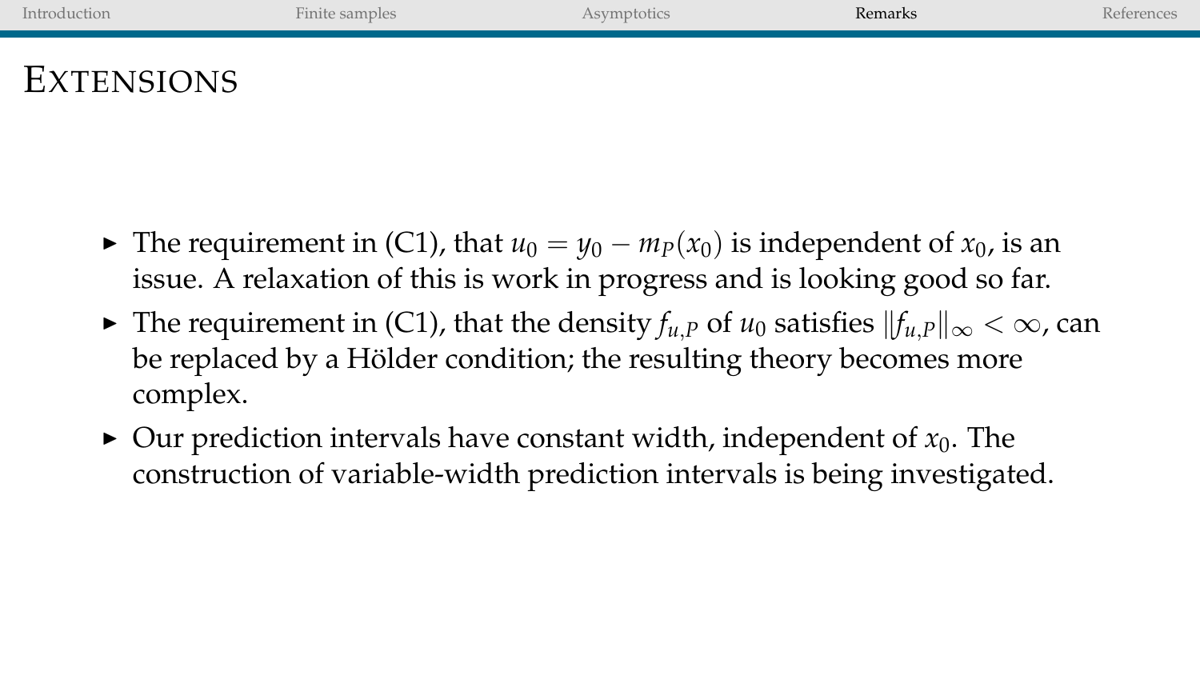# Extensions

- The requirement in (C1), that $u_0 = y_0 - m_P(x_0)$ is independent of $x_0$, is an issue. A relaxation of this is work in progress and is looking good so far.
- The requirement in (C1), that the density $f_{u,P}$ of $u_0$ satisfies $\|f_{u,P}\|_\infty < \infty$, can be replaced by a Hölder condition; the resulting theory becomes more complex.
- Our prediction intervals have constant width, independent of $x_0$. The construction of variable-width prediction intervals is being investigated.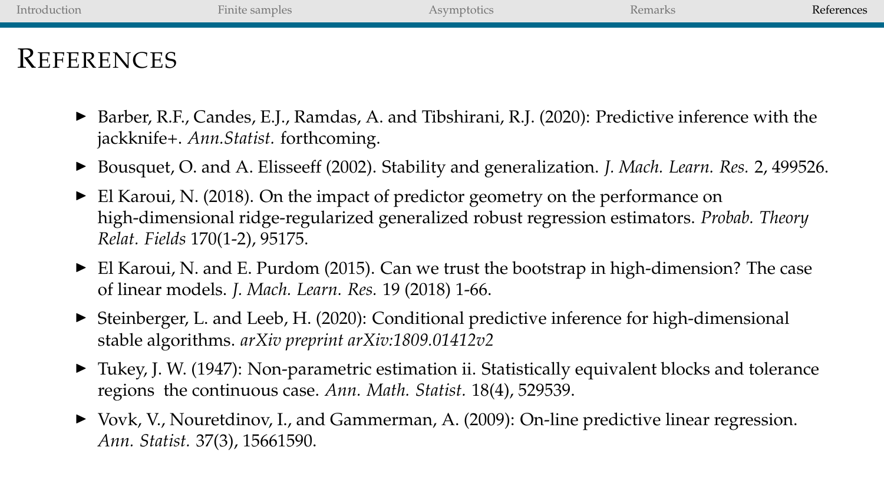# References

- Barber, R.F., Candes, E.J., Ramdas, A. and Tibshirani, R.J. (2020): Predictive inference with the jackknife+. *Ann.Statist.* forthcoming.
- Bousquet, O. and A. Elisseeff (2002). Stability and generalization. *J. Mach. Learn. Res.* 2, 499526.
- El Karoui, N. (2018). On the impact of predictor geometry on the performance on high-dimensional ridge-regularized generalized robust regression estimators. *Probab. Theory Relat. Fields* 170(1-2), 95175.
- El Karoui, N. and E. Purdom (2015). Can we trust the bootstrap in high-dimension? The case of linear models. *J. Mach. Learn. Res.* 19 (2018) 1-66.
- Steinberger, L. and Leeb, H. (2020): Conditional predictive inference for high-dimensional stable algorithms. *arXiv preprint arXiv:1809.01412v2*
- Tukey, J. W. (1947): Non-parametric estimation ii. Statistically equivalent blocks and tolerance regions the continuous case. *Ann. Math. Statist.* 18(4), 529539.
- Vovk, V., Nouretdinov, I., and Gammerman, A. (2009): On-line predictive linear regression. *Ann. Statist.* 37(3), 15661590.